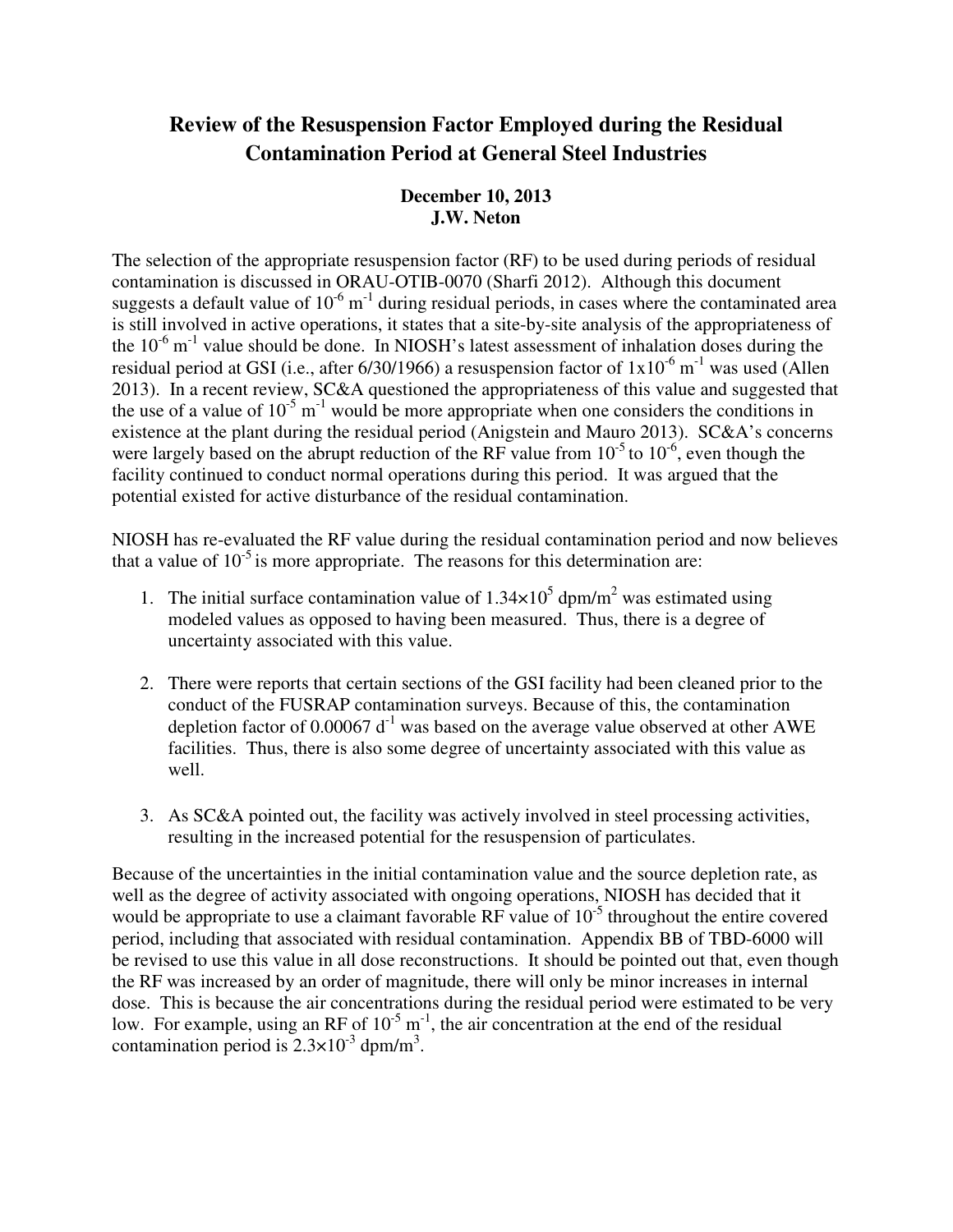# Review of the Resuspension Factor Employed during the Residual Contamination Period at General Steel Industries

**December 10, 2013**
**J.W. Neton**

The selection of the appropriate resuspension factor (RF) to be used during periods of residual contamination is discussed in ORAU-OTIB-0070 (Sharfi 2012). Although this document suggests a default value of $10^{-6}$ $m^{-1}$ during residual periods, in cases where the contaminated area is still involved in active operations, it states that a site-by-site analysis of the appropriateness of the $10^{-6}$ $m^{-1}$ value should be done. In NIOSH's latest assessment of inhalation doses during the residual period at GSI (i.e., after 6/30/1966) a resuspension factor of $1 \times 10^{-6}$ $m^{-1}$ was used (Allen 2013). In a recent review, SC&A questioned the appropriateness of this value and suggested that the use of a value of $10^{-5}$ $m^{-1}$ would be more appropriate when one considers the conditions in existence at the plant during the residual period (Anigstein and Mauro 2013). SC&A's concerns were largely based on the abrupt reduction of the RF value from $10^{-5}$ to $10^{-6}$, even though the facility continued to conduct normal operations during this period. It was argued that the potential existed for active disturbance of the residual contamination.

NIOSH has re-evaluated the RF value during the residual contamination period and now believes that a value of $10^{-5}$ is more appropriate. The reasons for this determination are:

1. The initial surface contamination value of $1.34 \times 10^{5}$ dpm/$m^2$ was estimated using modeled values as opposed to having been measured. Thus, there is a degree of uncertainty associated with this value.

2. There were reports that certain sections of the GSI facility had been cleaned prior to the conduct of the FUSRAP contamination surveys. Because of this, the contamination depletion factor of 0.00067 $d^{-1}$ was based on the average value observed at other AWE facilities. Thus, there is also some degree of uncertainty associated with this value as well.

3. As SC&A pointed out, the facility was actively involved in steel processing activities, resulting in the increased potential for the resuspension of particulates.

Because of the uncertainties in the initial contamination value and the source depletion rate, as well as the degree of activity associated with ongoing operations, NIOSH has decided that it would be appropriate to use a claimant favorable RF value of $10^{-5}$ throughout the entire covered period, including that associated with residual contamination. Appendix BB of TBD-6000 will be revised to use this value in all dose reconstructions. It should be pointed out that, even though the RF was increased by an order of magnitude, there will only be minor increases in internal dose. This is because the air concentrations during the residual period were estimated to be very low. For example, using an RF of $10^{-5}$ $m^{-1}$, the air concentration at the end of the residual contamination period is $2.3 \times 10^{-3}$ dpm/$m^3$.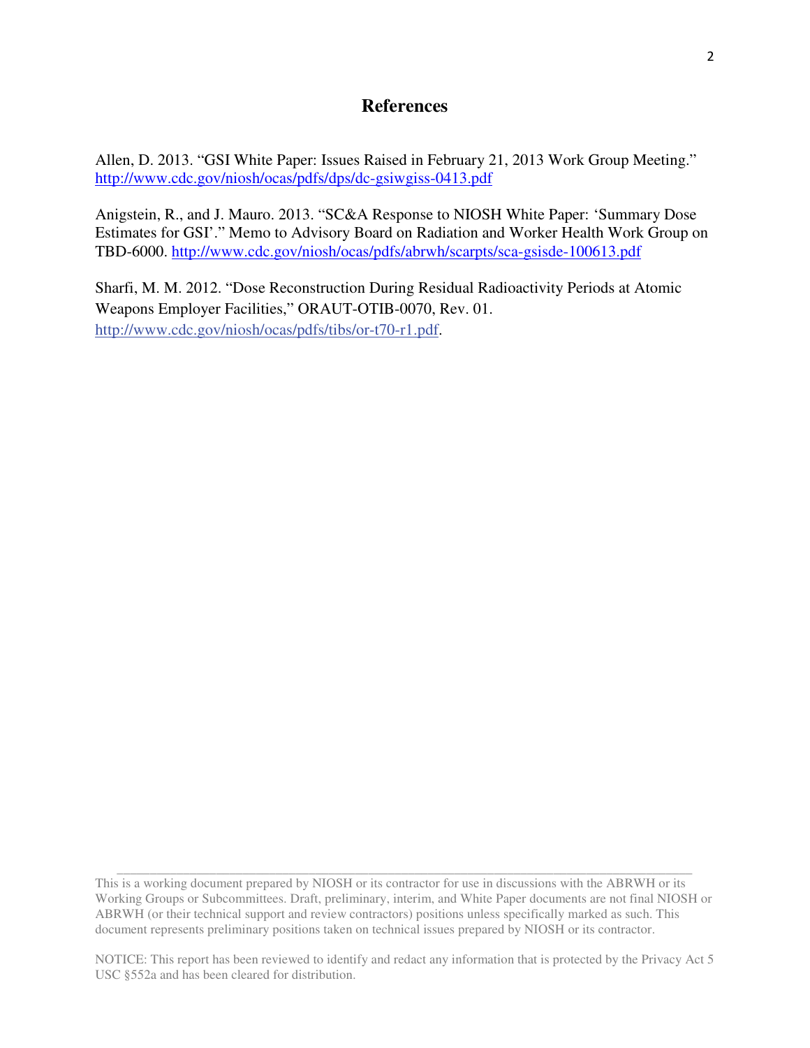# References

Allen, D. 2013. “GSI White Paper: Issues Raised in February 21, 2013 Work Group Meeting.” http://www.cdc.gov/niosh/ocas/pdfs/dps/dc-gsiwgiss-0413.pdf

Anigstein, R., and J. Mauro. 2013. “SC&A Response to NIOSH White Paper: ‘Summary Dose Estimates for GSI’.” Memo to Advisory Board on Radiation and Worker Health Work Group on TBD-6000. http://www.cdc.gov/niosh/ocas/pdfs/abrwh/scarpts/sca-gsisde-100613.pdf

Sharfi, M. M. 2012. “Dose Reconstruction During Residual Radioactivity Periods at Atomic Weapons Employer Facilities,” ORAUT-OTIB-0070, Rev. 01. http://www.cdc.gov/niosh/ocas/pdfs/tibs/or-t70-r1.pdf.

This is a working document prepared by NIOSH or its contractor for use in discussions with the ABRWH or its Working Groups or Subcommittees. Draft, preliminary, interim, and White Paper documents are not final NIOSH or ABRWH (or their technical support and review contractors) positions unless specifically marked as such. This document represents preliminary positions taken on technical issues prepared by NIOSH or its contractor.

NOTICE: This report has been reviewed to identify and redact any information that is protected by the Privacy Act 5 USC §552a and has been cleared for distribution.